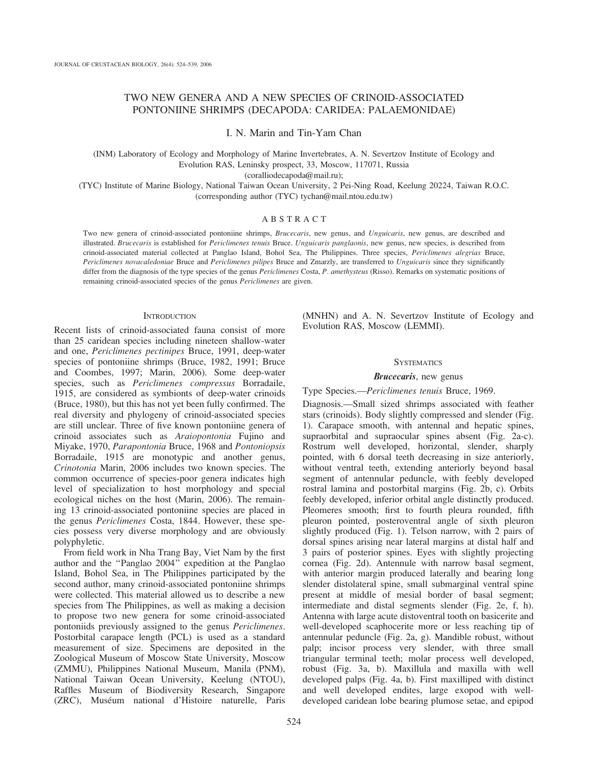# TWO NEW GENERA AND A NEW SPECIES OF CRINOID-ASSOCIATED PONTONIINE SHRIMPS (DECAPODA: CARIDEA: PALAEMONIDAE)

I. N. Marin and Tin-Yam Chan

(INM) Laboratory of Ecology and Morphology of Marine Invertebrates, A. N. Severtzov Institute of Ecology and Evolution RAS, Leninsky prospect, 33, Moscow, 117071, Russia
(coralliodecapoda@mail.ru);
(TYC) Institute of Marine Biology, National Taiwan Ocean University, 2 Pei-Ning Road, Keelung 20224, Taiwan R.O.C.
(corresponding author (TYC) tychan@mail.ntou.edu.tw)

## ABSTRACT

Two new genera of crinoid-associated pontoniine shrimps, *Brucecaris*, new genus, and *Unguicaris*, new genus, are described and illustrated. *Brucecaris* is established for *Periclimenes tenuis* Bruce. *Unguicaris panglaonis*, new genus, new species, is described from crinoid-associated material collected at Panglao Island, Bohol Sea, The Philippines. Three species, *Periclimenes alegrias* Bruce, *Periclimenes novacaledoniae* Bruce and *Periclimenes pilipes* Bruce and Zmarzly, are transferred to *Unguicaris* since they significantly differ from the diagnosis of the type species of the genus *Periclimenes* Costa, *P. amethysteus* (Risso). Remarks on systematic positions of remaining crinoid-associated species of the genus *Periclimenes* are given.

## INTRODUCTION

Recent lists of crinoid-associated fauna consist of more than 25 caridean species including nineteen shallow-water and one, *Periclimenes pectinipes* Bruce, 1991, deep-water species of pontoniine shrimps (Bruce, 1982, 1991; Bruce and Coombes, 1997; Marin, 2006). Some deep-water species, such as *Periclimenes compressus* Borradaile, 1915, are considered as symbionts of deep-water crinoids (Bruce, 1980), but this has not yet been fully confirmed. The real diversity and phylogeny of crinoid-associated species are still unclear. Three of five known pontoniine genera of crinoid associates such as *Araiopontonia* Fujino and Miyake, 1970, *Parapontonia* Bruce, 1968 and *Pontoniopsis* Borradaile, 1915 are monotypic and another genus, *Crinotonia* Marin, 2006 includes two known species. The common occurrence of species-poor genera indicates high level of specialization to host morphology and special ecological niches on the host (Marin, 2006). The remaining 13 crinoid-associated pontoniine species are placed in the genus *Periclimenes* Costa, 1844. However, these species possess very diverse morphology and are obviously polyphyletic.

From field work in Nha Trang Bay, Viet Nam by the first author and the "Panglao 2004" expedition at the Panglao Island, Bohol Sea, in The Philippines participated by the second author, many crinoid-associated pontoniine shrimps were collected. This material allowed us to describe a new species from The Philippines, as well as making a decision to propose two new genera for some crinoid-associated pontoniids previously assigned to the genus *Periclimenes*. Postorbital carapace length (PCL) is used as a standard measurement of size. Specimens are deposited in the Zoological Museum of Moscow State University, Moscow (ZMMU), Philippines National Museum, Manila (PNM), National Taiwan Ocean University, Keelung (NTOU), Raffles Museum of Biodiversity Research, Singapore (ZRC), Muséum national d'Histoire naturelle, Paris (MNHN) and A. N. Severtzov Institute of Ecology and Evolution RAS, Moscow (LEMMI).

## SYSTEMATICS

### ***Brucecaris***, new genus

Type Species.—*Periclimenes tenuis* Bruce, 1969.

Diagnosis.—Small sized shrimps associated with feather stars (crinoids). Body slightly compressed and slender (Fig. 1). Carapace smooth, with antennal and hepatic spines, supraorbital and supraocular spines absent (Fig. 2a-c). Rostrum well developed, horizontal, slender, sharply pointed, with 6 dorsal teeth decreasing in size anteriorly, without ventral teeth, extending anteriorly beyond basal segment of antennular peduncle, with feebly developed rostral lamina and postorbital margins (Fig. 2b, c). Orbits feebly developed, inferior orbital angle distinctly produced. Pleomeres smooth; first to fourth pleura rounded, fifth pleuron pointed, posteroventral angle of sixth pleuron slightly produced (Fig. 1). Telson narrow, with 2 pairs of dorsal spines arising near lateral margins at distal half and 3 pairs of posterior spines. Eyes with slightly projecting cornea (Fig. 2d). Antennule with narrow basal segment, with anterior margin produced laterally and bearing long slender distolateral spine, small submarginal ventral spine present at middle of mesial border of basal segment; intermediate and distal segments slender (Fig. 2e, f, h). Antenna with large acute distoventral tooth on basicerite and well-developed scaphocerite more or less reaching tip of antennular peduncle (Fig. 2a, g). Mandible robust, without palp; incisor process very slender, with three small triangular terminal teeth; molar process well developed, robust (Fig. 3a, b). Maxillula and maxilla with well developed palps (Fig. 4a, b). First maxilliped with distinct and well developed endites, large exopod with well-developed caridean lobe bearing plumose setae, and epipod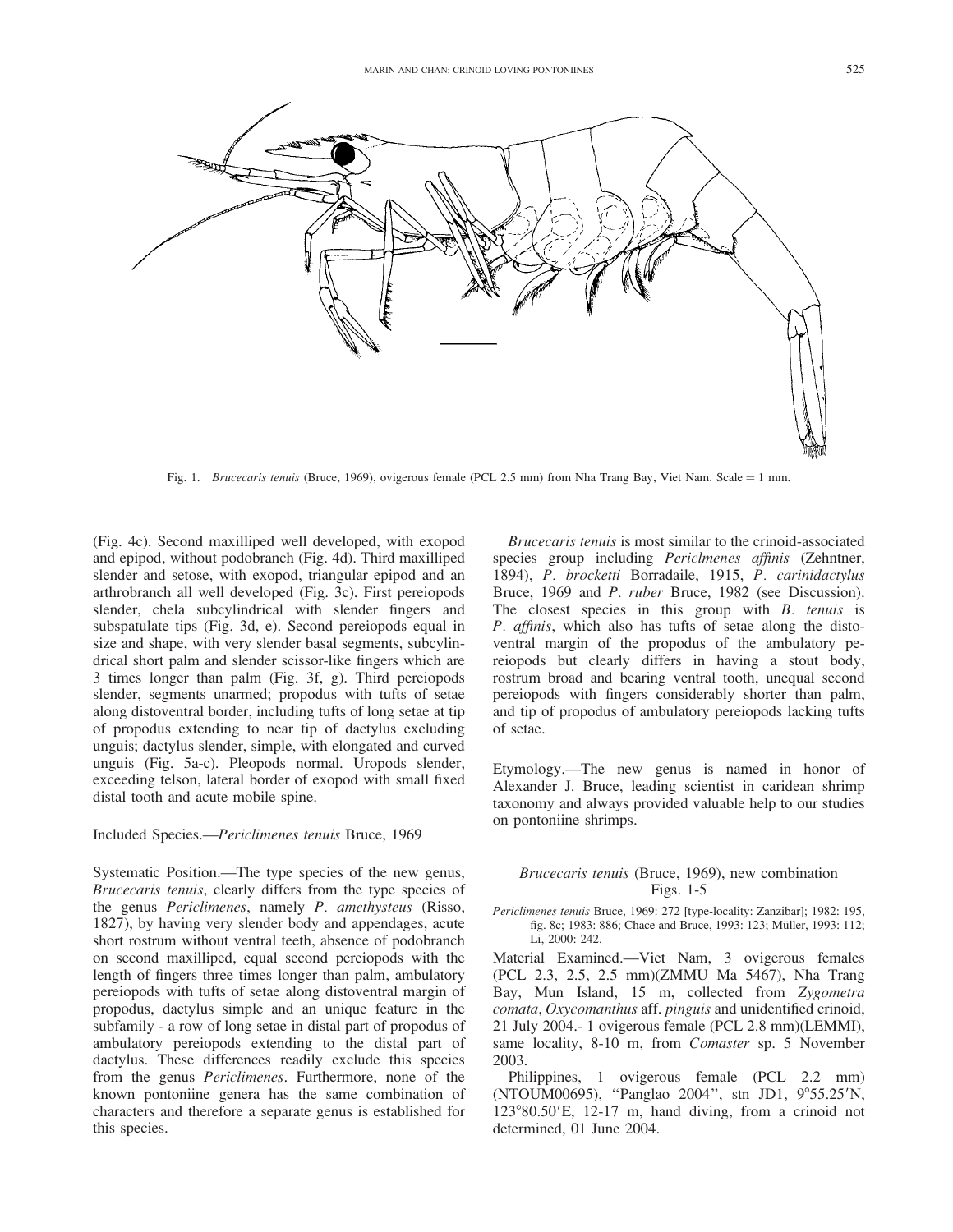Fig. 1. *Brucecaris tenuis* (Bruce, 1969), ovigerous female (PCL 2.5 mm) from Nha Trang Bay, Viet Nam. Scale = 1 mm.

(Fig. 4c). Second maxilliped well developed, with exopod and epipod, without podobranch (Fig. 4d). Third maxilliped slender and setose, with exopod, triangular epipod and an arthrobranch all well developed (Fig. 3c). First pereiopods slender, chela subcylindrical with slender fingers and subspatulate tips (Fig. 3d, e). Second pereiopods equal in size and shape, with very slender basal segments, subcylindrical short palm and slender scissor-like fingers which are 3 times longer than palm (Fig. 3f, g). Third pereiopods slender, segments unarmed; propodus with tufts of setae along distoventral border, including tufts of long setae at tip of propodus extending to near tip of dactylus excluding unguis; dactylus slender, simple, with elongated and curved unguis (Fig. 5a-c). Pleopods normal. Uropods slender, exceeding telson, lateral border of exopod with small fixed distal tooth and acute mobile spine.

Included Species.—*Periclimenes tenuis* Bruce, 1969

Systematic Position.—The type species of the new genus, *Brucecaris tenuis*, clearly differs from the type species of the genus *Periclimenes*, namely *P. amethysteus* (Risso, 1827), by having very slender body and appendages, acute short rostrum without ventral teeth, absence of podobranch on second maxilliped, equal second pereiopods with the length of fingers three times longer than palm, ambulatory pereiopods with tufts of setae along distoventral margin of propodus, dactylus simple and an unique feature in the subfamily - a row of long setae in distal part of propodus of ambulatory pereiopods extending to the distal part of dactylus. These differences readily exclude this species from the genus *Periclimenes*. Furthermore, none of the known pontoniine genera has the same combination of characters and therefore a separate genus is established for this species.

*Brucecaris tenuis* is most similar to the crinoid-associated species group including *Periclmenes affinis* (Zehntner, 1894), *P. brocketti* Borradaile, 1915, *P. carinidactylus* Bruce, 1969 and *P. ruber* Bruce, 1982 (see Discussion). The closest species in this group with *B. tenuis* is *P. affinis*, which also has tufts of setae along the distoventral margin of the propodus of the ambulatory pereiopods but clearly differs in having a stout body, rostrum broad and bearing ventral tooth, unequal second pereiopods with fingers considerably shorter than palm, and tip of propodus of ambulatory pereiopods lacking tufts of setae.

Etymology.—The new genus is named in honor of Alexander J. Bruce, leading scientist in caridean shrimp taxonomy and always provided valuable help to our studies on pontoniine shrimps.

### *Brucecaris tenuis* (Bruce, 1969), new combination
Figs. 1-5

*Periclimenes tenuis* Bruce, 1969: 272 [type-locality: Zanzibar]; 1982: 195, fig. 8c; 1983: 886; Chace and Bruce, 1993: 123; Müller, 1993: 112; Li, 2000: 242.

Material Examined.—Viet Nam, 3 ovigerous females (PCL 2.3, 2.5, 2.5 mm)(ZMMU Ma 5467), Nha Trang Bay, Mun Island, 15 m, collected from *Zygometra comata*, *Oxycomanthus* aff. *pinguis* and unidentified crinoid, 21 July 2004.- 1 ovigerous female (PCL 2.8 mm)(LEMMI), same locality, 8-10 m, from *Comaster* sp. 5 November 2003.

Philippines, 1 ovigerous female (PCL 2.2 mm) (NTOUM00695), "Panglao 2004", stn JD1, 9°55.25′N, 123°80.50′E, 12-17 m, hand diving, from a crinoid not determined, 01 June 2004.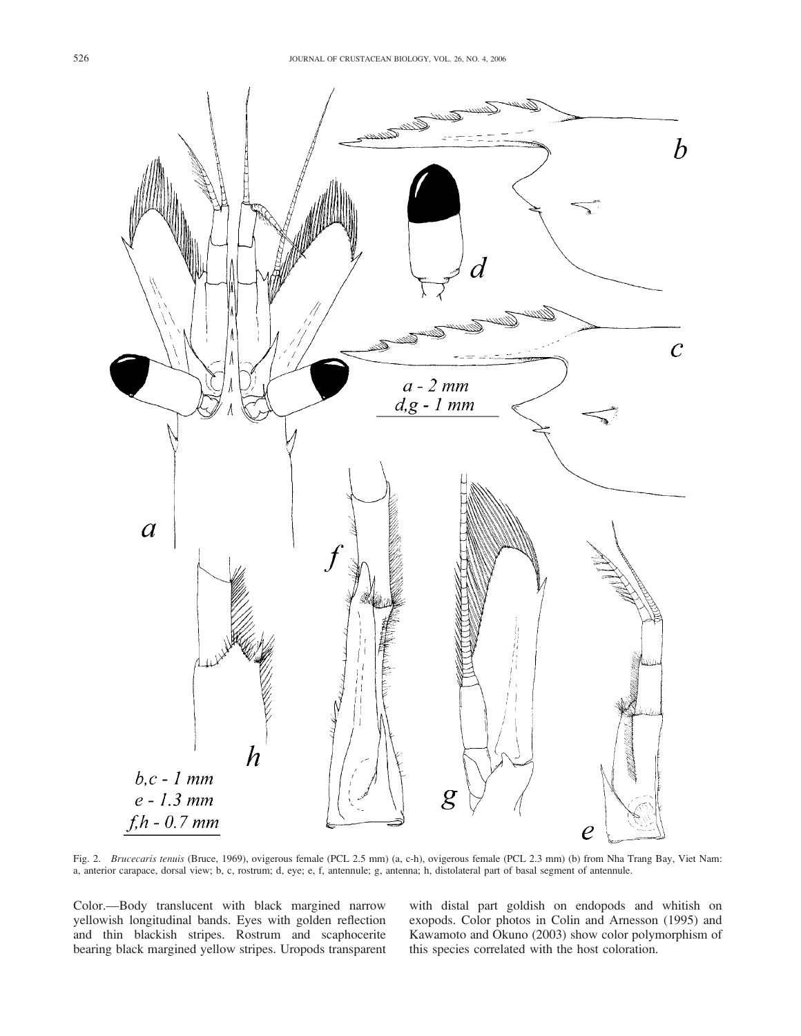Fig. 2. *Brucecaris tenuis* (Bruce, 1969), ovigerous female (PCL 2.5 mm) (a, c-h), ovigerous female (PCL 2.3 mm) (b) from Nha Trang Bay, Viet Nam: a, anterior carapace, dorsal view; b, c, rostrum; d, eye; e, f, antennule; g, antenna; h, distolateral part of basal segment of antennule.

Color.—Body translucent with black margined narrow yellowish longitudinal bands. Eyes with golden reflection and thin blackish stripes. Rostrum and scaphocerite bearing black margined yellow stripes. Uropods transparent with distal part goldish on endopods and whitish on exopods. Color photos in Colin and Arnesson (1995) and Kawamoto and Okuno (2003) show color polymorphism of this species correlated with the host coloration.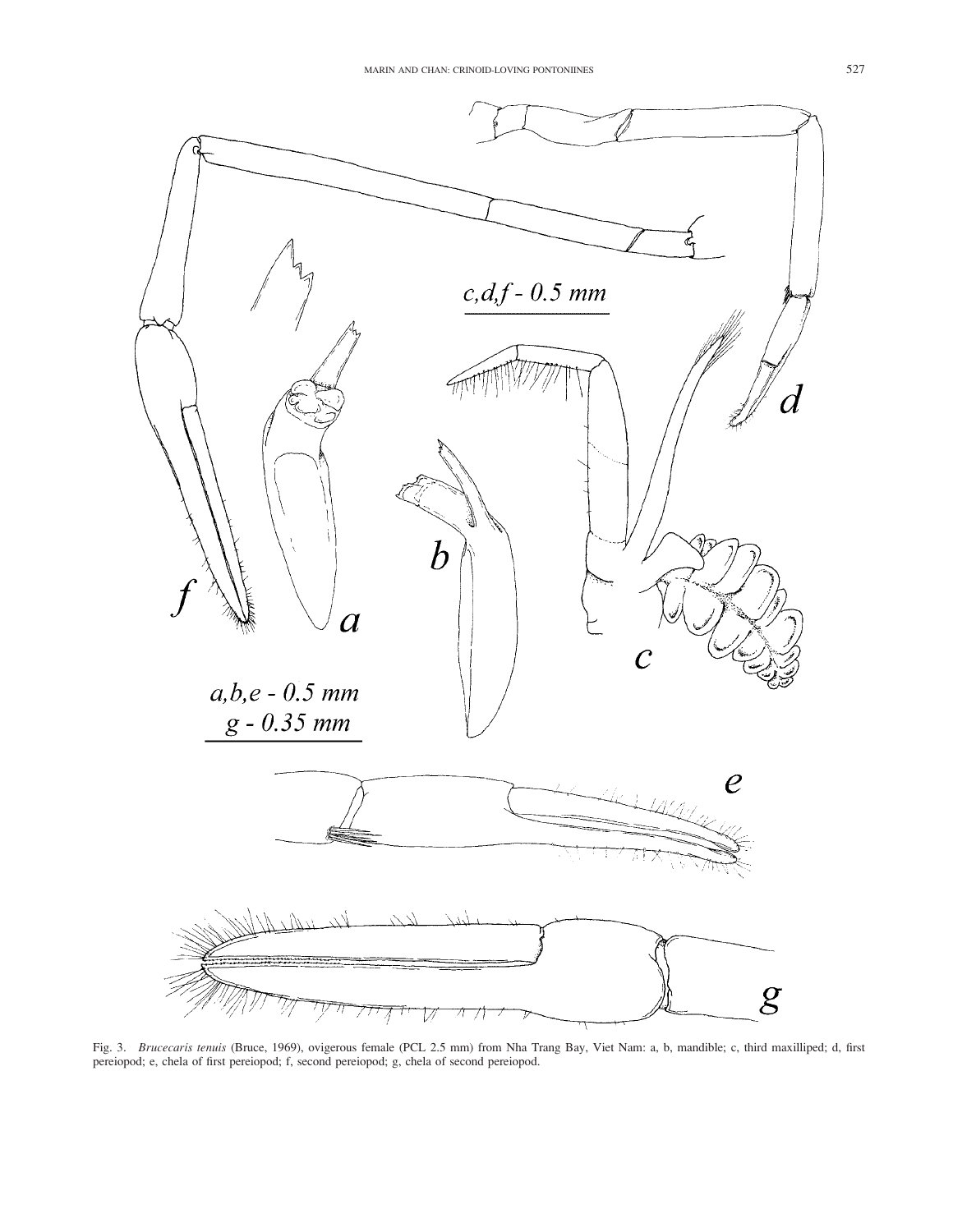Fig. 3. *Brucecaris tenuis* (Bruce, 1969), ovigerous female (PCL 2.5 mm) from Nha Trang Bay, Viet Nam: a, b, mandible; c, third maxilliped; d, first pereiopod; e, chela of first pereiopod; f, second pereiopod; g, chela of second pereiopod.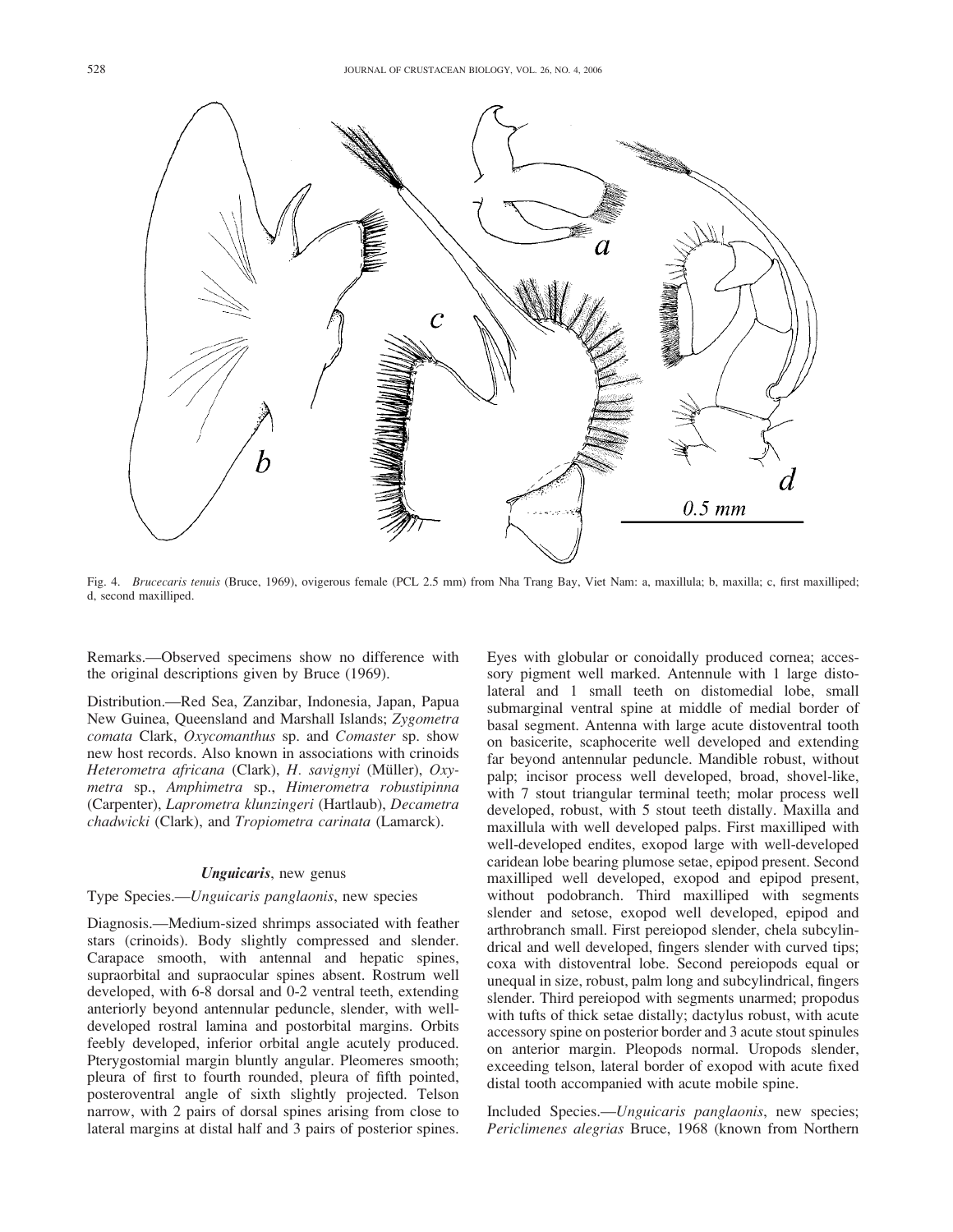Fig. 4. *Brucecaris tenuis* (Bruce, 1969), ovigerous female (PCL 2.5 mm) from Nha Trang Bay, Viet Nam: a, maxillula; b, maxilla; c, first maxilliped; d, second maxilliped.

Remarks.—Observed specimens show no difference with the original descriptions given by Bruce (1969).

Distribution.—Red Sea, Zanzibar, Indonesia, Japan, Papua New Guinea, Queensland and Marshall Islands; *Zygometra comata* Clark, *Oxycomanthus* sp. and *Comaster* sp. show new host records. Also known in associations with crinoids *Heterometra africana* (Clark), *H. savignyi* (Müller), *Oxymetra* sp., *Amphimetra* sp., *Himerometra robustipinna* (Carpenter), *Lamprometra klunzingeri* (Hartlaub), *Decametra chadwicki* (Clark), and *Tropiometra carinata* (Lamarck).

### *Unguicaris*, new genus

Type Species.—*Unguicaris panglaonis*, new species

Diagnosis.—Medium-sized shrimps associated with feather stars (crinoids). Body slightly compressed and slender. Carapace smooth, with antennal and hepatic spines, supraorbital and supraocular spines absent. Rostrum well developed, with 6-8 dorsal and 0-2 ventral teeth, extending anteriorly beyond antennular peduncle, slender, with well-developed rostral lamina and postorbital margins. Orbits feebly developed, inferior orbital angle acutely produced. Pterygostomial margin bluntly angular. Pleomeres smooth; pleura of first to fourth rounded, pleura of fifth pointed, posteroventral angle of sixth slightly projected. Telson narrow, with 2 pairs of dorsal spines arising from close to lateral margins at distal half and 3 pairs of posterior spines. Eyes with globular or conoidally produced cornea; accessory pigment well marked. Antennule with 1 large distolateral and 1 small teeth on distomedial lobe, small submarginal ventral spine at middle of medial border of basal segment. Antenna with large acute distoventral tooth on basicerite, scaphocerite well developed and extending far beyond antennular peduncle. Mandible robust, without palp; incisor process well developed, broad, shovel-like, with 7 stout triangular terminal teeth; molar process well developed, robust, with 5 stout teeth distally. Maxilla and maxillula with well developed palps. First maxilliped with well-developed endites, exopod large with well-developed caridean lobe bearing plumose setae, epipod present. Second maxilliped well developed, exopod and epipod present, without podobranch. Third maxilliped with segments slender and setose, exopod well developed, epipod and arthrobranch small. First pereiopod slender, chela subcylindrical and well developed, fingers slender with curved tips; coxa with distoventral lobe. Second pereiopods equal or unequal in size, robust, palm long and subcylindrical, fingers slender. Third pereiopod with segments unarmed; propodus with tufts of thick setae distally; dactylus robust, with acute accessory spine on posterior border and 3 acute stout spinules on anterior margin. Pleopods normal. Uropods slender, exceeding telson, lateral border of exopod with acute fixed distal tooth accompanied with acute mobile spine.

Included Species.—*Unguicaris panglaonis*, new species; *Periclimenes alegrias* Bruce, 1968 (known from Northern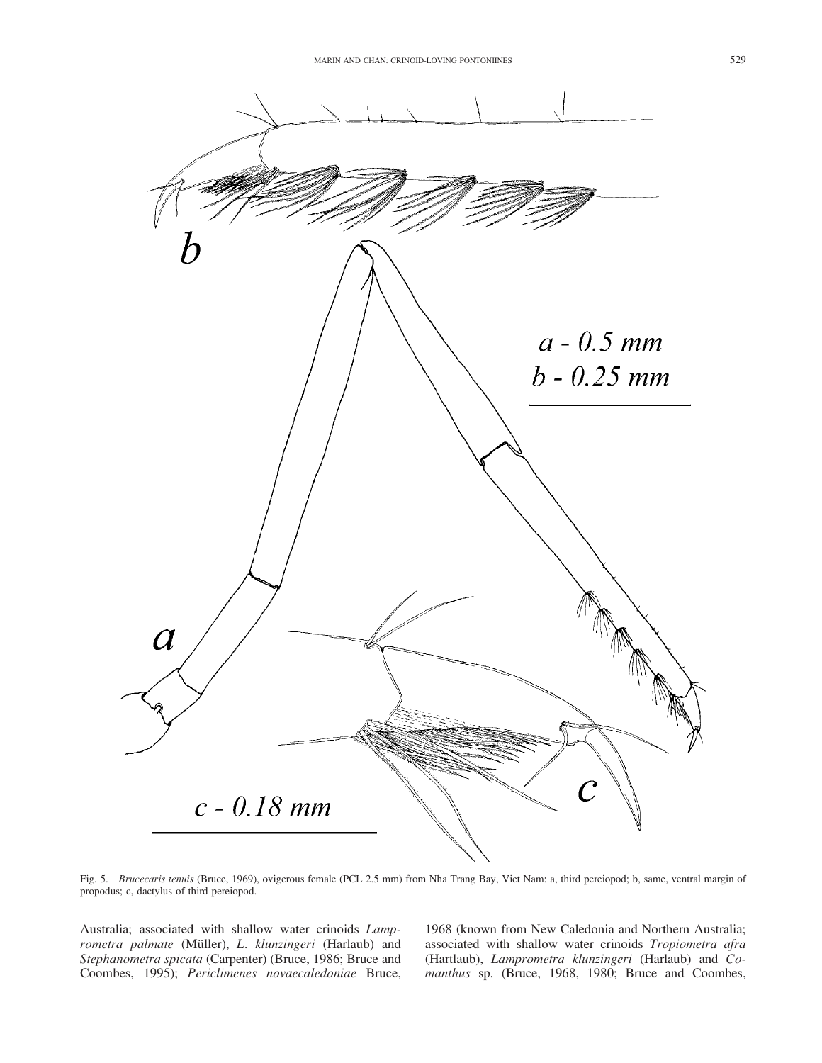Fig. 5. *Brucecaris tenuis* (Bruce, 1969), ovigerous female (PCL 2.5 mm) from Nha Trang Bay, Viet Nam: a, third pereiopod; b, same, ventral margin of propodus; c, dactylus of third pereiopod.

Australia; associated with shallow water crinoids *Lamprometra palmate* (Müller), *L. klunzingeri* (Harlaub) and *Stephanometra spicata* (Carpenter) (Bruce, 1986; Bruce and Coombes, 1995); *Periclimenes novaecaledoniae* Bruce, 1968 (known from New Caledonia and Northern Australia; associated with shallow water crinoids *Tropiometra afra* (Hartlaub), *Lamprometra klunzingeri* (Harlaub) and *Comanthus* sp. (Bruce, 1968, 1980; Bruce and Coombes,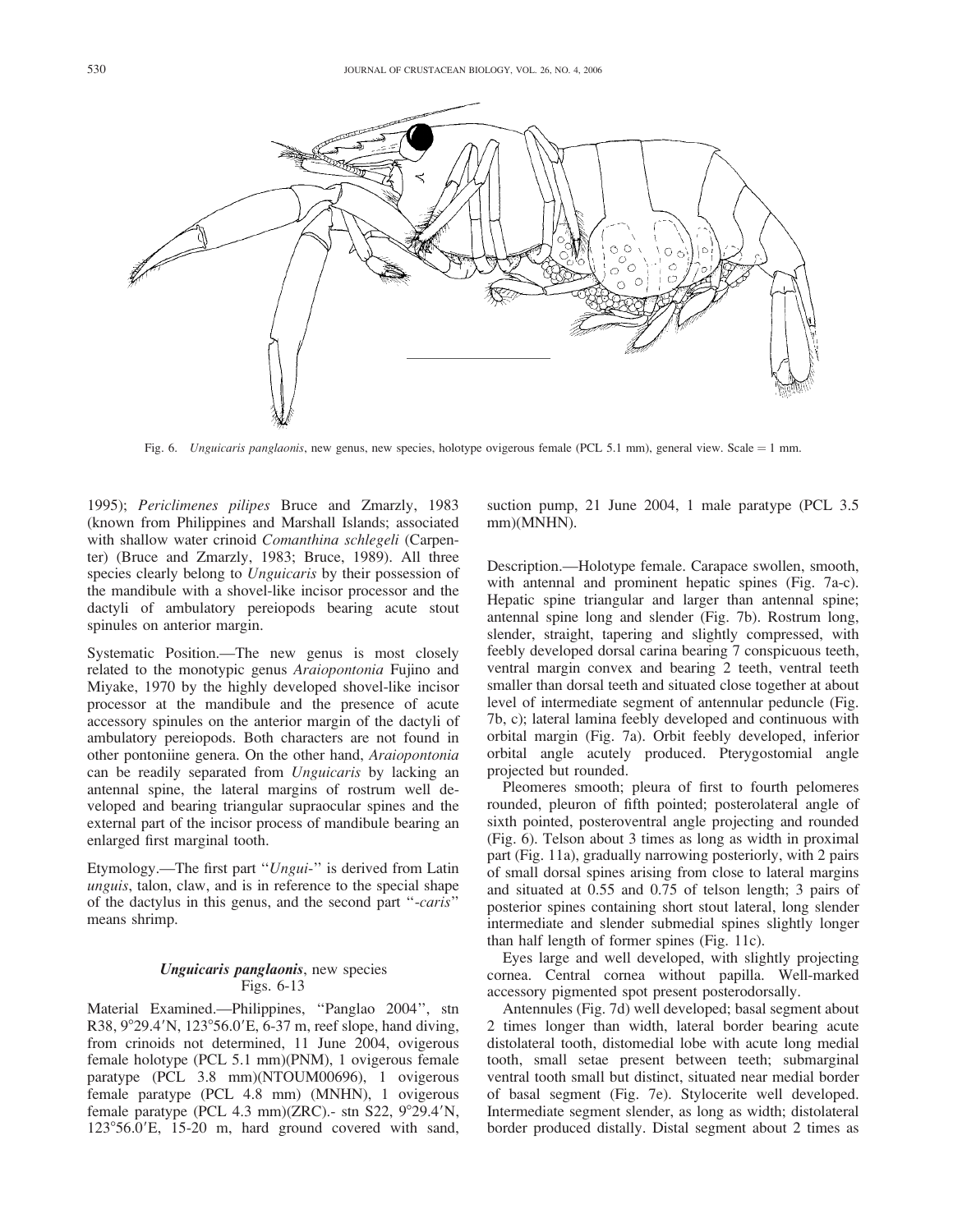Fig. 6. *Unguicaris panglaonis*, new genus, new species, holotype ovigerous female (PCL 5.1 mm), general view. Scale = 1 mm.

1995); *Periclimenes pilipes* Bruce and Zmarzly, 1983 (known from Philippines and Marshall Islands; associated with shallow water crinoid *Comanthina schlegeli* (Carpenter) (Bruce and Zmarzly, 1983; Bruce, 1989). All three species clearly belong to *Unguicaris* by their possession of the mandibule with a shovel-like incisor processor and the dactyli of ambulatory pereiopods bearing acute stout spinules on anterior margin.

Systematic Position.—The new genus is most closely related to the monotypic genus *Araiopontonia* Fujino and Miyake, 1970 by the highly developed shovel-like incisor processor at the mandibule and the presence of acute accessory spinules on the anterior margin of the dactyli of ambulatory pereiopods. Both characters are not found in other pontoniine genera. On the other hand, *Araiopontonia* can be readily separated from *Unguicaris* by lacking an antennal spine, the lateral margins of rostrum well developed and bearing triangular supraocular spines and the external part of the incisor process of mandibule bearing an enlarged first marginal tooth.

Etymology.—The first part "*Ungui-*" is derived from Latin *unguis*, talon, claw, and is in reference to the special shape of the dactylus in this genus, and the second part "*-caris*" means shrimp.

### *Unguicaris panglaonis*, new species
Figs. 6-13

Material Examined.—Philippines, "Panglao 2004", stn R38, 9°29.4′N, 123°56.0′E, 6-37 m, reef slope, hand diving, from crinoids not determined, 11 June 2004, ovigerous female holotype (PCL 5.1 mm)(PNM), 1 ovigerous female paratype (PCL 3.8 mm)(NTOUM00696), 1 ovigerous female paratype (PCL 4.8 mm) (MNHN), 1 ovigerous female paratype (PCL 4.3 mm)(ZRC).- stn S22, 9°29.4′N, 123°56.0′E, 15-20 m, hard ground covered with sand, suction pump, 21 June 2004, 1 male paratype (PCL 3.5 mm)(MNHN).

Description.—Holotype female. Carapace swollen, smooth, with antennal and prominent hepatic spines (Fig. 7a-c). Hepatic spine triangular and larger than antennal spine; antennal spine long and slender (Fig. 7b). Rostrum long, slender, straight, tapering and slightly compressed, with feebly developed dorsal carina bearing 7 conspicuous teeth, ventral margin convex and bearing 2 teeth, ventral teeth smaller than dorsal teeth and situated close together at about level of intermediate segment of antennular peduncle (Fig. 7b, c); lateral lamina feebly developed and continuous with orbital margin (Fig. 7a). Orbit feebly developed, inferior orbital angle acutely produced. Pterygostomial angle projected but rounded.

Pleomeres smooth; pleura of first to fourth pelomeres rounded, pleuron of fifth pointed; posterolateral angle of sixth pointed, posteroventral angle projecting and rounded (Fig. 6). Telson about 3 times as long as width in proximal part (Fig. 11a), gradually narrowing posteriorly, with 2 pairs of small dorsal spines arising from close to lateral margins and situated at 0.55 and 0.75 of telson length; 3 pairs of posterior spines containing short stout lateral, long slender intermediate and slender submedial spines slightly longer than half length of former spines (Fig. 11c).

Eyes large and well developed, with slightly projecting cornea. Central cornea without papilla. Well-marked accessory pigmented spot present posterodorsally.

Antennules (Fig. 7d) well developed; basal segment about 2 times longer than width, lateral border bearing acute distolateral tooth, distomedial lobe with acute long medial tooth, small setae present between teeth; submarginal ventral tooth small but distinct, situated near medial border of basal segment (Fig. 7e). Stylocerite well developed. Intermediate segment slender, as long as width; distolateral border produced distally. Distal segment about 2 times as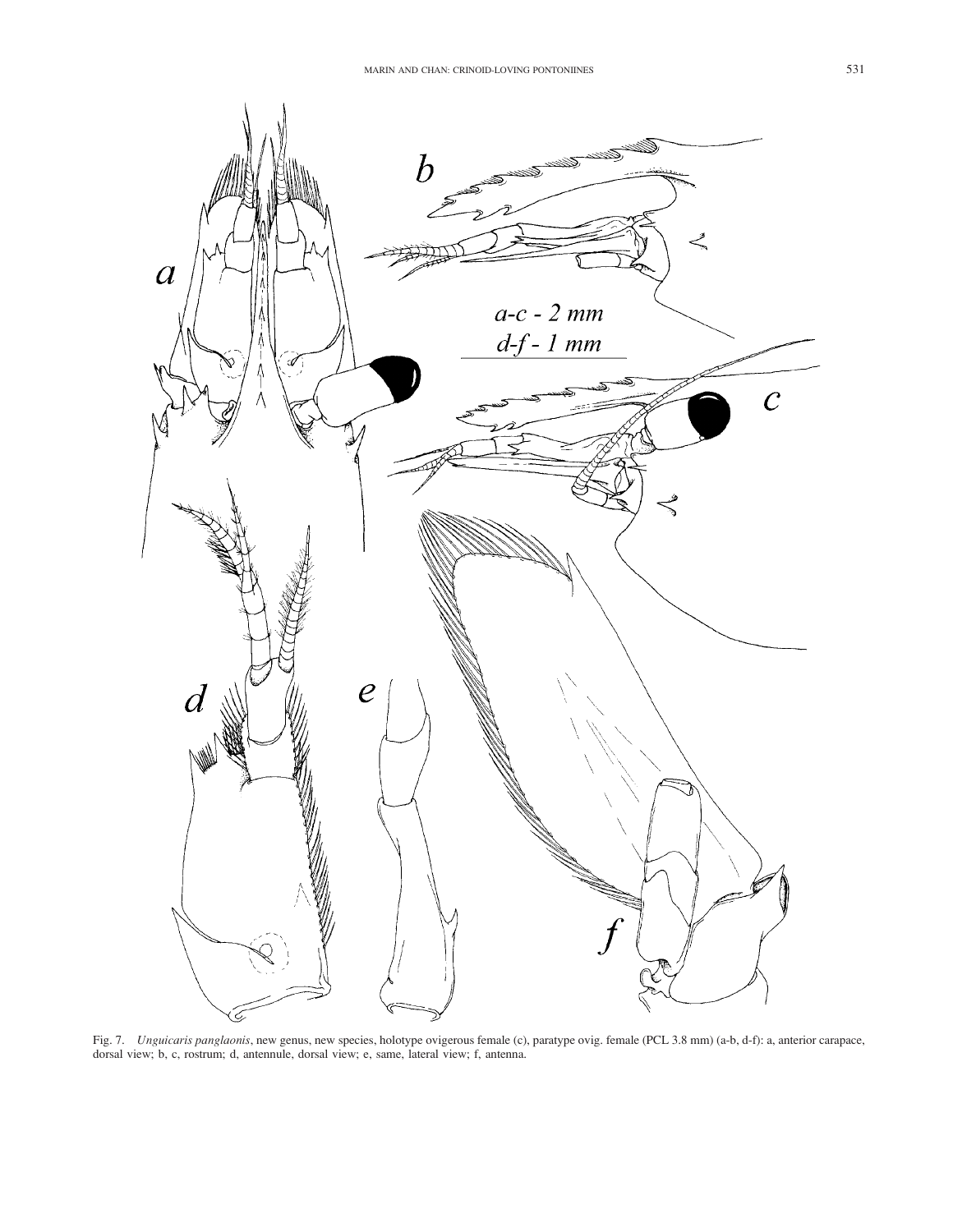Fig. 7. *Unguicaris panglaonis*, new genus, new species, holotype ovigerous female (c), paratype ovig. female (PCL 3.8 mm) (a-b, d-f): a, anterior carapace, dorsal view; b, c, rostrum; d, antennule, dorsal view; e, same, lateral view; f, antenna.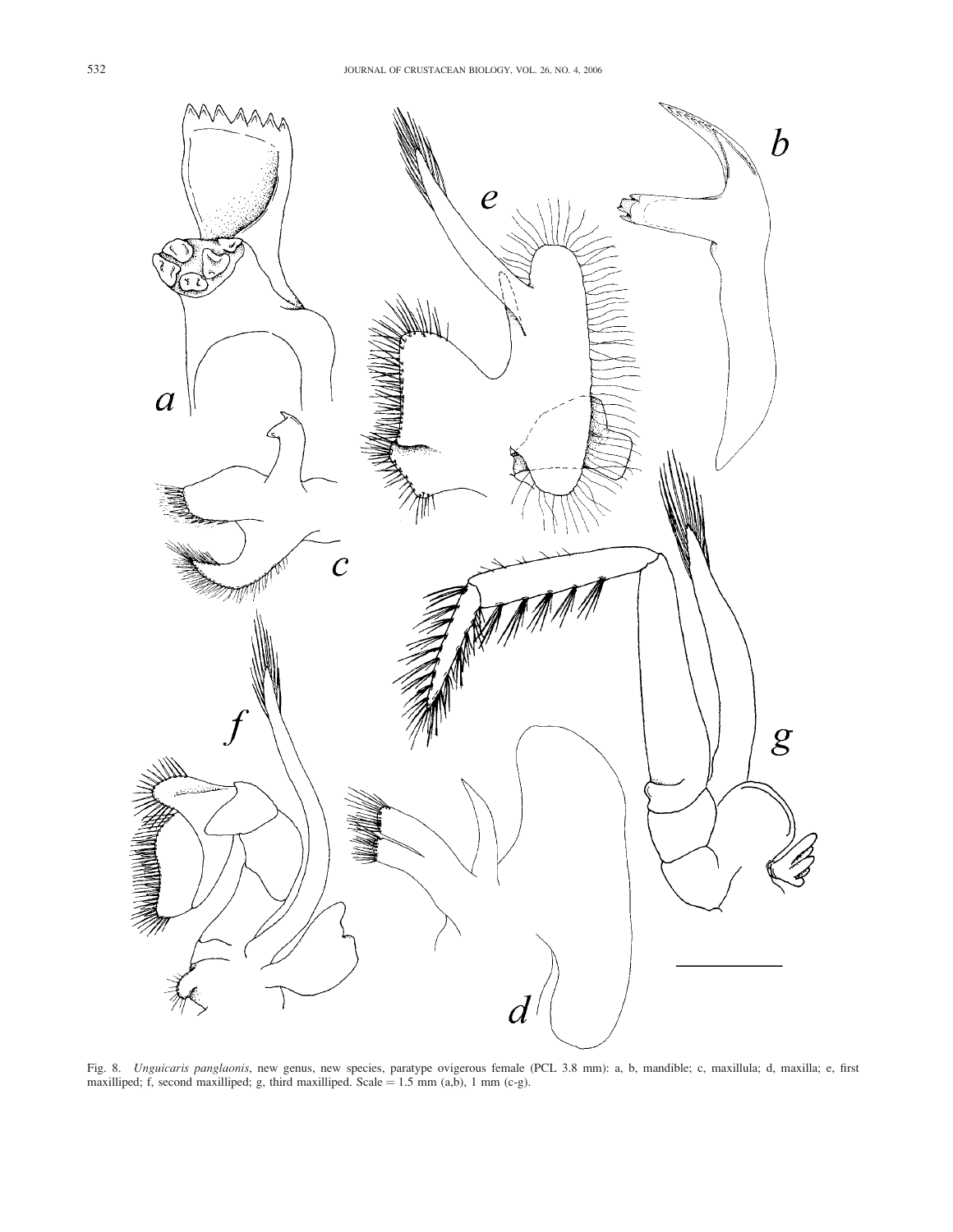Fig. 8. *Unguicaris panglaonis*, new genus, new species, paratype ovigerous female (PCL 3.8 mm): a, b, mandible; c, maxillula; d, maxilla; e, first maxilliped; f, second maxilliped; g, third maxilliped. Scale = 1.5 mm (a,b), 1 mm (c-g).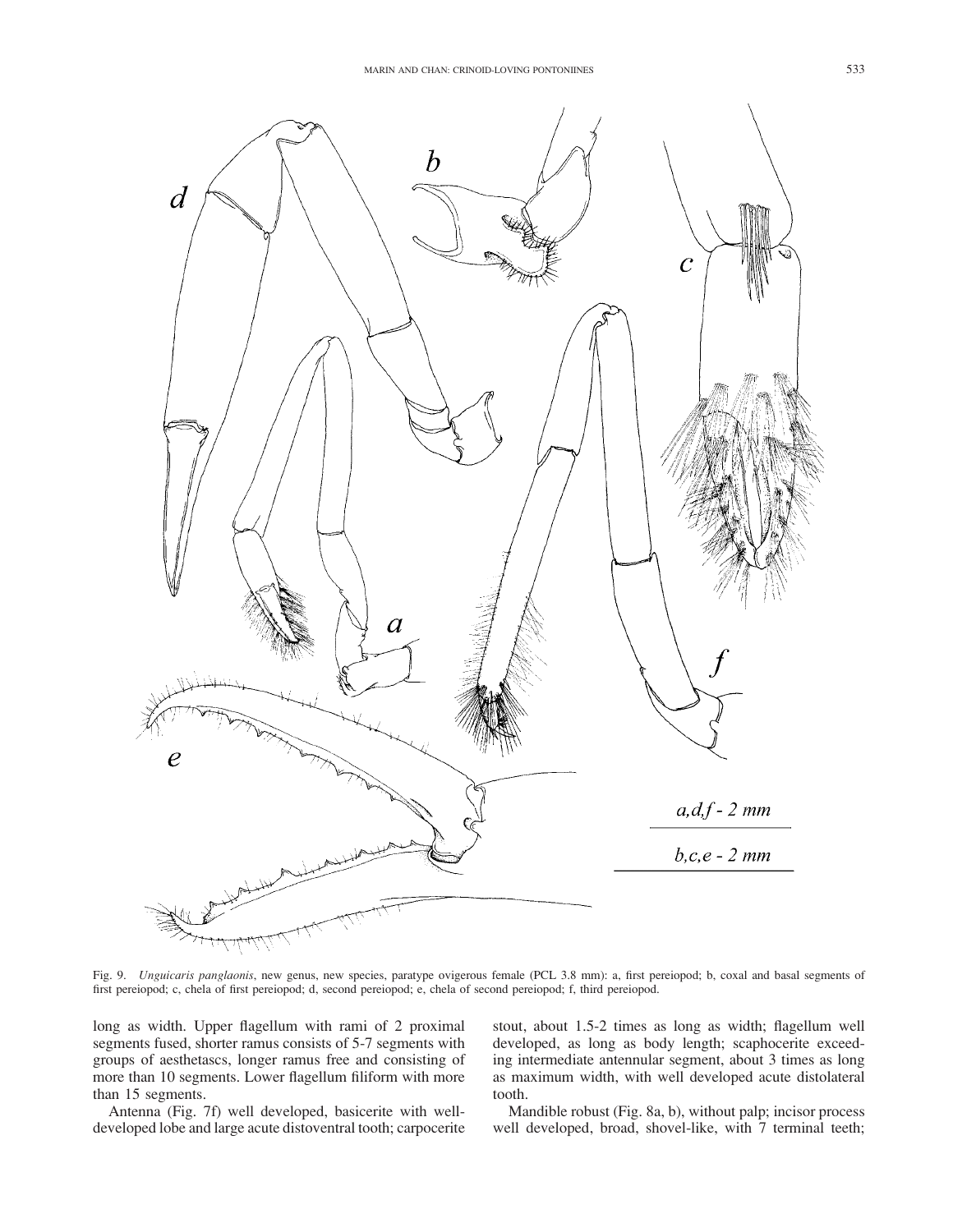Fig. 9. *Unguicaris panglaonis*, new genus, new species, paratype ovigerous female (PCL 3.8 mm): a, first pereiopod; b, coxal and basal segments of first pereiopod; c, chela of first pereiopod; d, second pereiopod; e, chela of second pereiopod; f, third pereiopod.

long as width. Upper flagellum with rami of 2 proximal segments fused, shorter ramus consists of 5-7 segments with groups of aesthetascs, longer ramus free and consisting of more than 10 segments. Lower flagellum filiform with more than 15 segments.

Antenna (Fig. 7f) well developed, basicerite with well-developed lobe and large acute distoventral tooth; carpocerite stout, about 1.5-2 times as long as width; flagellum well developed, as long as body length; scaphocerite exceeding intermediate antennular segment, about 3 times as long as maximum width, with well developed acute distolateral tooth.

Mandible robust (Fig. 8a, b), without palp; incisor process well developed, broad, shovel-like, with 7 terminal teeth;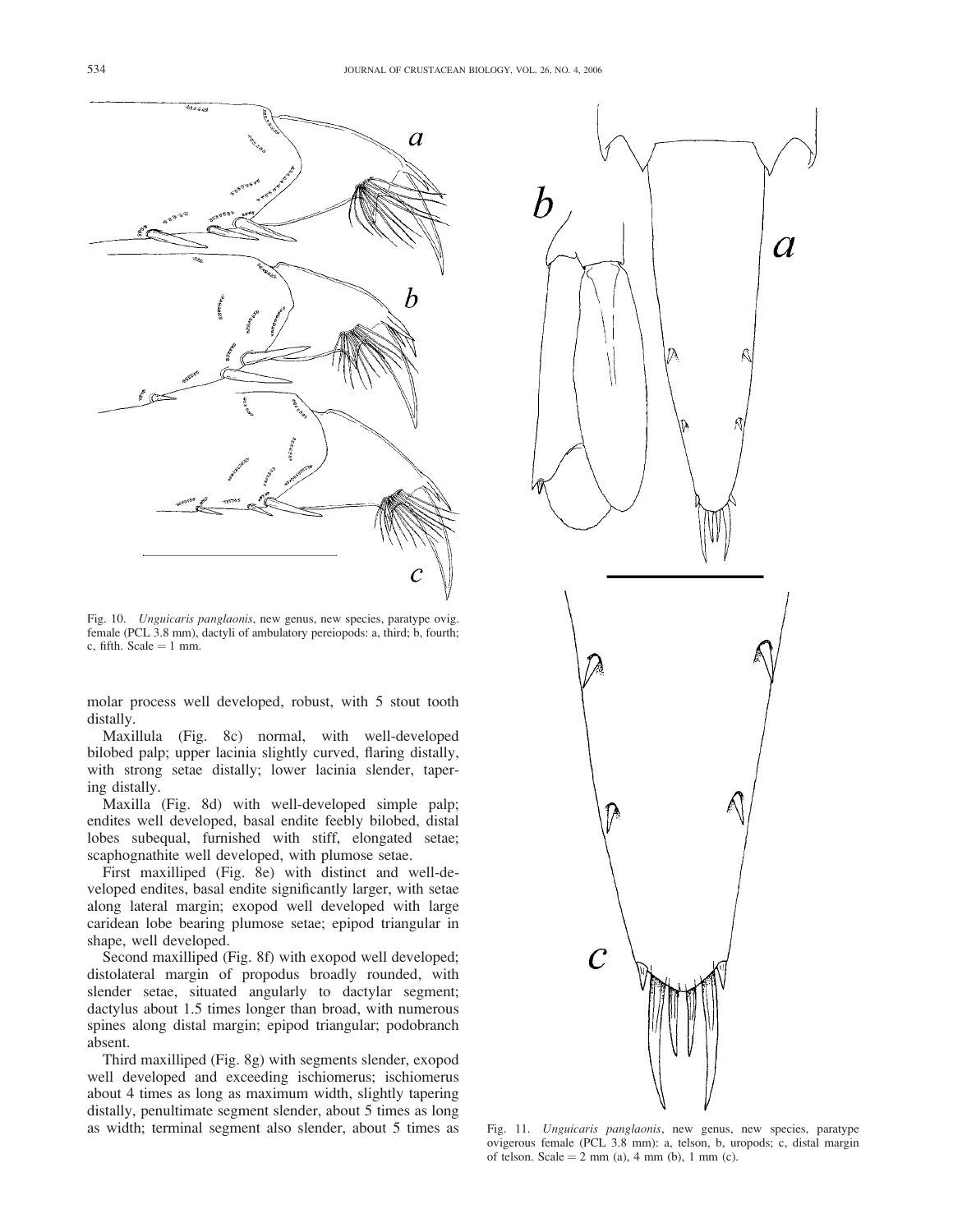Fig. 10. *Unguicaris panglaonis*, new genus, new species, paratype ovig. female (PCL 3.8 mm), dactyli of ambulatory pereiopods: a, third; b, fourth; c, fifth. Scale = 1 mm.

molar process well developed, robust, with 5 stout tooth distally.

Maxillula (Fig. 8c) normal, with well-developed bilobed palp; upper lacinia slightly curved, flaring distally, with strong setae distally; lower lacinia slender, tapering distally.

Maxilla (Fig. 8d) with well-developed simple palp; endites well developed, basal endite feebly bilobed, distal lobes subequal, furnished with stiff, elongated setae; scaphognathite well developed, with plumose setae.

First maxilliped (Fig. 8e) with distinct and well-developed endites, basal endite significantly larger, with setae along lateral margin; exopod well developed with large caridean lobe bearing plumose setae; epipod triangular in shape, well developed.

Second maxilliped (Fig. 8f) with exopod well developed; distolateral margin of propodus broadly rounded, with slender setae, situated angularly to dactylar segment; dactylus about 1.5 times longer than broad, with numerous spines along distal margin; epipod triangular; podobranch absent.

Third maxilliped (Fig. 8g) with segments slender, exopod well developed and exceeding ischiomerus; ischiomerus about 4 times as long as maximum width, slightly tapering distally, penultimate segment slender, about 5 times as long as width; terminal segment also slender, about 5 times as

Fig. 11. *Unguicaris panglaonis*, new genus, new species, paratype ovigerous female (PCL 3.8 mm): a, telson, b, uropods; c, distal margin of telson. Scale = 2 mm (a), 4 mm (b), 1 mm (c).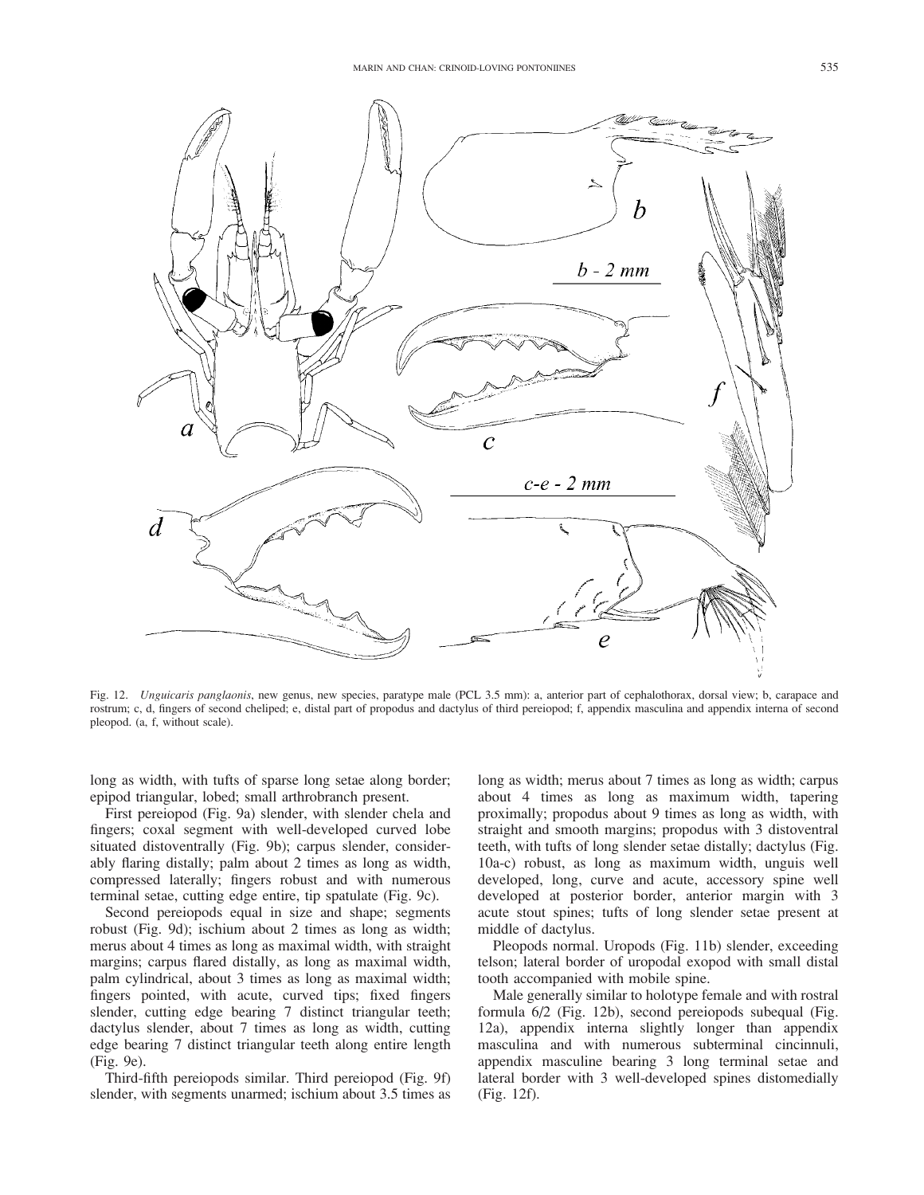Fig. 12. *Unguicaris panglaonis*, new genus, new species, paratype male (PCL 3.5 mm): a, anterior part of cephalothorax, dorsal view; b, carapace and rostrum; c, d, fingers of second cheliped; e, distal part of propodus and dactylus of third pereiopod; f, appendix masculina and appendix interna of second pleopod. (a, f, without scale).

long as width, with tufts of sparse long setae along border; epipod triangular, lobed; small arthrobranch present.

First pereiopod (Fig. 9a) slender, with slender chela and fingers; coxal segment with well-developed curved lobe situated distoventrally (Fig. 9b); carpus slender, considerably flaring distally; palm about 2 times as long as width, compressed laterally; fingers robust and with numerous terminal setae, cutting edge entire, tip spatulate (Fig. 9c).

Second pereiopods equal in size and shape; segments robust (Fig. 9d); ischium about 2 times as long as width; merus about 4 times as long as maximal width, with straight margins; carpus flared distally, as long as maximal width, palm cylindrical, about 3 times as long as maximal width; fingers pointed, with acute, curved tips; fixed fingers slender, cutting edge bearing 7 distinct triangular teeth; dactylus slender, about 7 times as long as width, cutting edge bearing 7 distinct triangular teeth along entire length (Fig. 9e).

Third-fifth pereiopods similar. Third pereiopod (Fig. 9f) slender, with segments unarmed; ischium about 3.5 times as long as width; merus about 7 times as long as width; carpus about 4 times as long as maximum width, tapering proximally; propodus about 9 times as long as width, with straight and smooth margins; propodus with 3 distoventral teeth, with tufts of long slender setae distally; dactylus (Fig. 10a-c) robust, as long as maximum width, unguis well developed, long, curve and acute, accessory spine well developed at posterior border, anterior margin with 3 acute stout spines; tufts of long slender setae present at middle of dactylus.

Pleopods normal. Uropods (Fig. 11b) slender, exceeding telson; lateral border of uropodal exopod with small distal tooth accompanied with mobile spine.

Male generally similar to holotype female and with rostral formula 6/2 (Fig. 12b), second pereiopods subequal (Fig. 12a), appendix interna slightly longer than appendix masculina and with numerous subterminal cincinnuli, appendix masculine bearing 3 long terminal setae and lateral border with 3 well-developed spines distomedially (Fig. 12f).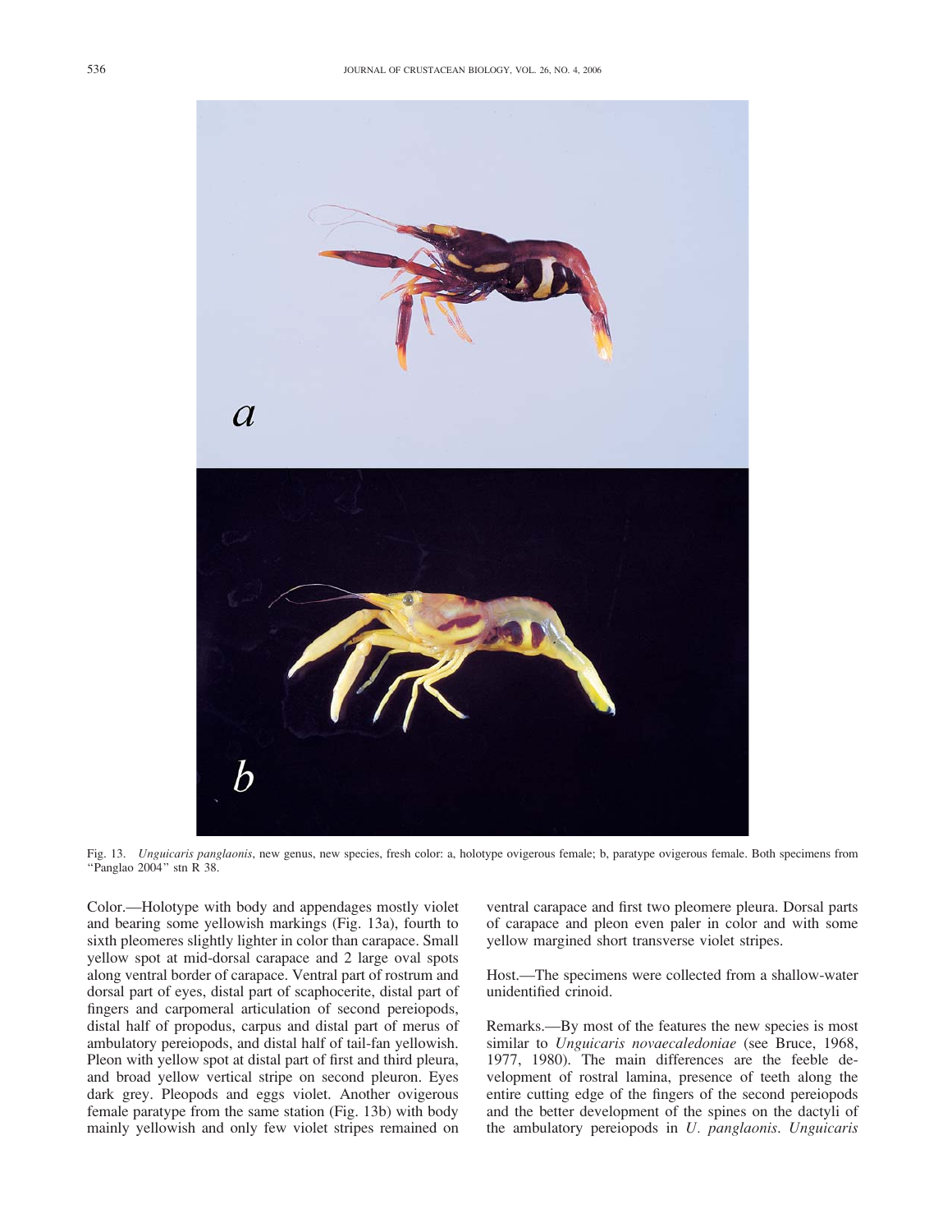Fig. 13. *Unguicaris panglaonis*, new genus, new species, fresh color: a, holotype ovigerous female; b, paratype ovigerous female. Both specimens from "Panglao 2004" stn R 38.

Color.—Holotype with body and appendages mostly violet and bearing some yellowish markings (Fig. 13a), fourth to sixth pleomeres slightly lighter in color than carapace. Small yellow spot at mid-dorsal carapace and 2 large oval spots along ventral border of carapace. Ventral part of rostrum and dorsal part of eyes, distal part of scaphocerite, distal part of fingers and carpomeral articulation of second pereiopods, distal half of propodus, carpus and distal part of merus of ambulatory pereiopods, and distal half of tail-fan yellowish. Pleon with yellow spot at distal part of first and third pleura, and broad yellow vertical stripe on second pleuron. Eyes dark grey. Pleopods and eggs violet. Another ovigerous female paratype from the same station (Fig. 13b) with body mainly yellowish and only few violet stripes remained on ventral carapace and first two pleomere pleura. Dorsal parts of carapace and pleon even paler in color and with some yellow margined short transverse violet stripes.

Host.—The specimens were collected from a shallow-water unidentified crinoid.

Remarks.—By most of the features the new species is most similar to *Unguicaris novaecaledoniae* (see Bruce, 1968, 1977, 1980). The main differences are the feeble development of rostral lamina, presence of teeth along the entire cutting edge of the fingers of the second pereiopods and the better development of the spines on the dactyli of the ambulatory pereiopods in *U. panglaonis*. *Unguicaris*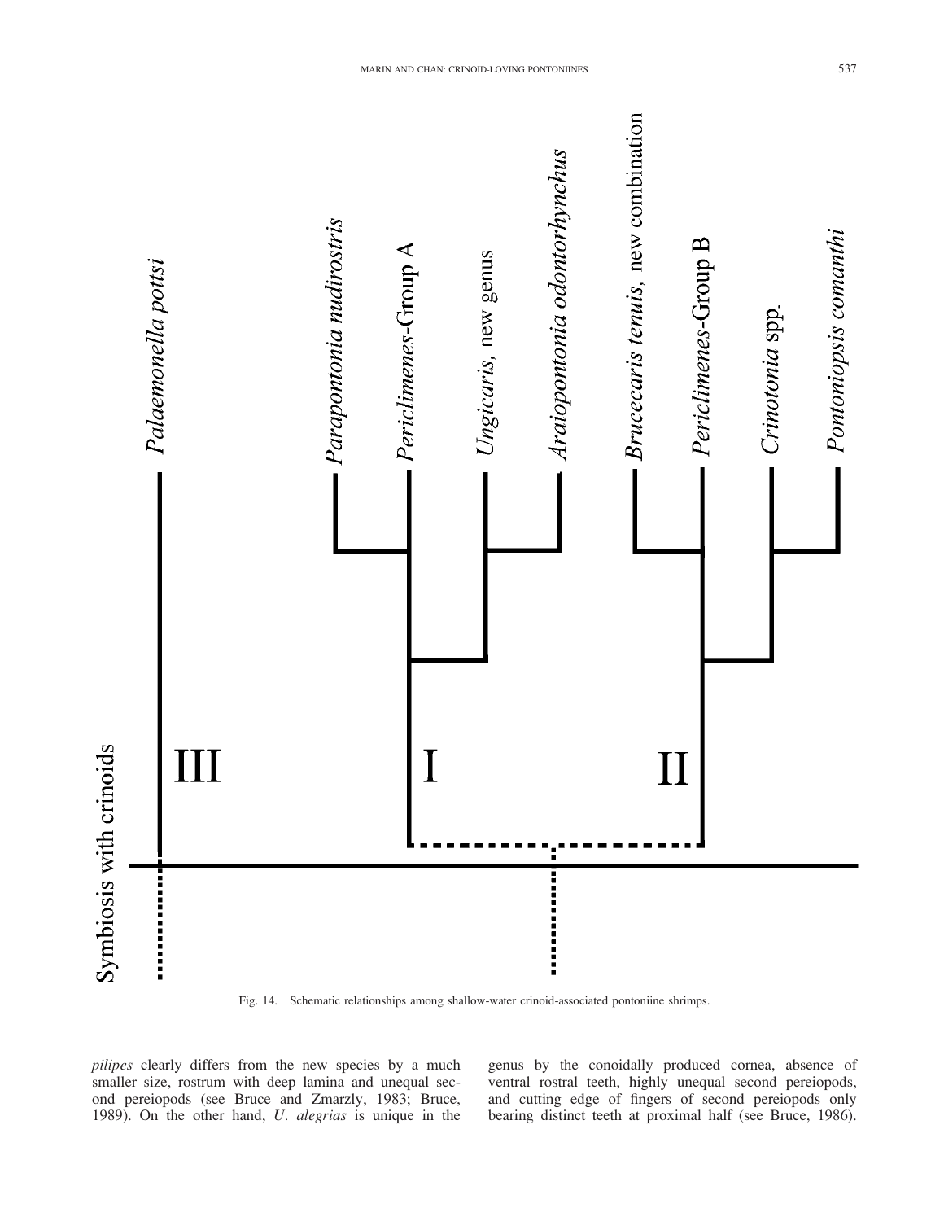Fig. 14. Schematic relationships among shallow-water crinoid-associated pontoniine shrimps.

*pilipes* clearly differs from the new species by a much smaller size, rostrum with deep lamina and unequal second pereiopods (see Bruce and Zmarzly, 1983; Bruce, 1989). On the other hand, *U. alegrias* is unique in the genus by the conoidally produced cornea, absence of ventral rostral teeth, highly unequal second pereiopods, and cutting edge of fingers of second pereiopods only bearing distinct teeth at proximal half (see Bruce, 1986).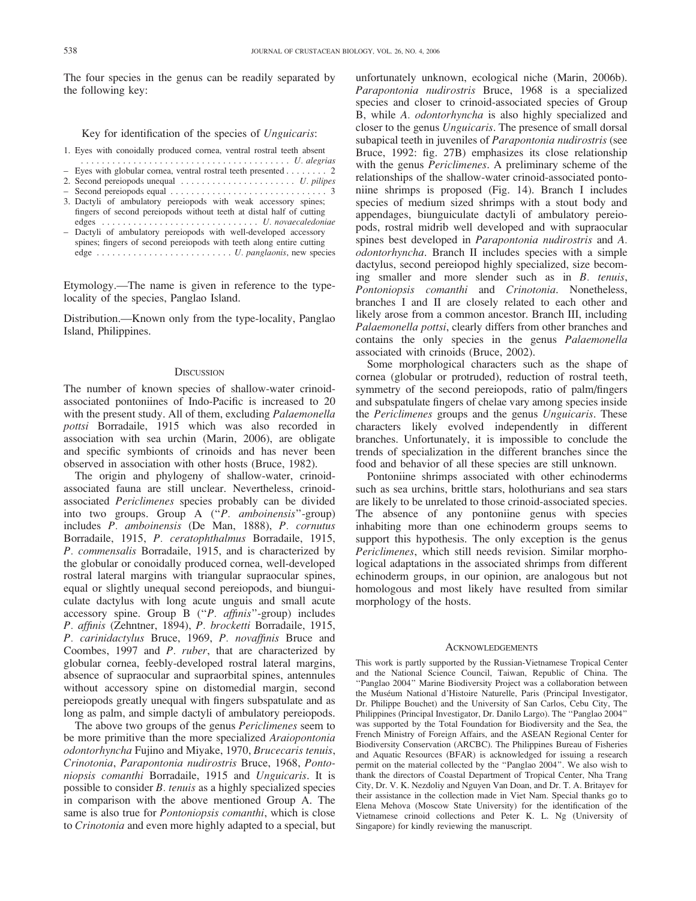The four species in the genus can be readily separated by the following key:

Key for identification of the species of *Unguicaris*:

1. Eyes with conoidally produced cornea, ventral rostral teeth absent . . . . . . . . . . . . . . . . . . . . . . . . . . . . . . . . . . . . . . . . *U. alegrias*
– Eyes with globular cornea, ventral rostral teeth presented . . . . . . . . 2
2. Second pereiopods unequal . . . . . . . . . . . . . . . . . . . . . . *U. pilipes*
– Second pereiopods equal . . . . . . . . . . . . . . . . . . . . . . . . . . . . . . 3
3. Dactyli of ambulatory pereiopods with weak accessory spines; fingers of second pereiopods without teeth at distal half of cutting edges . . . . . . . . . . . . . . . . . . . . . . . . . . . . . . *U. novaecaledoniae*
– Dactyli of ambulatory pereiopods with well-developed accessory spines; fingers of second pereiopods with teeth along entire cutting edge . . . . . . . . . . . . . . . . . . . . . . . . . . *U. panglaonis*, new species

Etymology.—The name is given in reference to the type-locality of the species, Panglao Island.

Distribution.—Known only from the type-locality, Panglao Island, Philippines.

## Discussion

The number of known species of shallow-water crinoid-associated pontoniines of Indo-Pacific is increased to 20 with the present study. All of them, excluding *Palaemonella pottsi* Borradaile, 1915 which was also recorded in association with sea urchin (Marin, 2006), are obligate and specific symbionts of crinoids and has never been observed in association with other hosts (Bruce, 1982).

The origin and phylogeny of shallow-water, crinoid-associated fauna are still unclear. Nevertheless, crinoid-associated *Periclimenes* species probably can be divided into two groups. Group A ("*P. amboinensis*"-group) includes *P. amboinensis* (De Man, 1888), *P. cornutus* Borradaile, 1915, *P. ceratophthalmus* Borradaile, 1915, *P. commensalis* Borradaile, 1915, and is characterized by the globular or conoidally produced cornea, well-developed rostral lateral margins with triangular supraocular spines, equal or slightly unequal second pereiopods, and biunguiculate dactylus with long acute unguis and small acute accessory spine. Group B ("*P. affinis*"-group) includes *P. affinis* (Zehntner, 1894), *P. brocketti* Borradaile, 1915, *P. carinidactylus* Bruce, 1969, *P. novaffinis* Bruce and Coombes, 1997 and *P. ruber*, that are characterized by globular cornea, feebly-developed rostral lateral margins, absence of supraocular and supraorbital spines, antennules without accessory spine on distomedial margin, second pereiopods greatly unequal with fingers subspatulate and as long as palm, and simple dactyli of ambulatory pereiopods.

The above two groups of the genus *Periclimenes* seem to be more primitive than the more specialized *Araiopontonia odontorhyncha* Fujino and Miyake, 1970, *Brucecaris tenuis*, *Crinotonia*, *Parapontonia nudirostris* Bruce, 1968, *Pontoniopsis comanthi* Borradaile, 1915 and *Unguicaris*. It is possible to consider *B. tenuis* as a highly specialized species in comparison with the above mentioned Group A. The same is also true for *Pontoniopsis comanthi*, which is close to *Crinotonia* and even more highly adapted to a special, but unfortunately unknown, ecological niche (Marin, 2006b). *Parapontonia nudirostris* Bruce, 1968 is a specialized species and closer to crinoid-associated species of Group B, while *A. odontorhyncha* is also highly specialized and closer to the genus *Unguicaris*. The presence of small dorsal subapical teeth in juveniles of *Parapontonia nudirostris* (see Bruce, 1992: fig. 27B) emphasizes its close relationship with the genus *Periclimenes*. A preliminary scheme of the relationships of the shallow-water crinoid-associated pontoniine shrimps is proposed (Fig. 14). Branch I includes species of medium sized shrimps with a stout body and appendages, biunguiculate dactyli of ambulatory pereiopods, rostral midrib well developed and with supraocular spines best developed in *Parapontonia nudirostris* and *A. odontorhyncha*. Branch II includes species with a simple dactylus, second pereiopod highly specialized, size becoming smaller and more slender such as in *B. tenuis*, *Pontoniopsis comanthi* and *Crinotonia*. Nonetheless, branches I and II are closely related to each other and likely arose from a common ancestor. Branch III, including *Palaemonella pottsi*, clearly differs from other branches and contains the only species in the genus *Palaemonella* associated with crinoids (Bruce, 2002).

Some morphological characters such as the shape of cornea (globular or protruded), reduction of rostral teeth, symmetry of the second pereiopods, ratio of palm/fingers and subspatulate fingers of chelae vary among species inside the *Periclimenes* groups and the genus *Unguicaris*. These characters likely evolved independently in different branches. Unfortunately, it is impossible to conclude the trends of specialization in the different branches since the food and behavior of all these species are still unknown.

Pontoniine shrimps associated with other echinoderms such as sea urchins, brittle stars, holothurians and sea stars are likely to be unrelated to those crinoid-associated species. The absence of any pontoniine genus with species inhabiting more than one echinoderm groups seems to support this hypothesis. The only exception is the genus *Periclimenes*, which still needs revision. Similar morphological adaptations in the associated shrimps from different echinoderm groups, in our opinion, are analogous but not homologous and most likely have resulted from similar morphology of the hosts.

## Acknowledgements

This work is partly supported by the Russian-Vietnamese Tropical Center and the National Science Council, Taiwan, Republic of China. The "Panglao 2004" Marine Biodiversity Project was a collaboration between the Muséum National d'Histoire Naturelle, Paris (Principal Investigator, Dr. Philippe Bouchet) and the University of San Carlos, Cebu City, The Philippines (Principal Investigator, Dr. Danilo Largo). The "Panglao 2004" was supported by the Total Foundation for Biodiversity and the Sea, the French Ministry of Foreign Affairs, and the ASEAN Regional Center for Biodiversity Conservation (ARCBC). The Philippines Bureau of Fisheries and Aquatic Resources (BFAR) is acknowledged for issuing a research permit on the material collected by the "Panglao 2004". We also wish to thank the directors of Coastal Department of Tropical Center, Nha Trang City, Dr. V. K. Nezdoliy and Nguyen Van Doan, and Dr. T. A. Britayev for their assistance in the collection made in Viet Nam. Special thanks go to Elena Mehova (Moscow State University) for the identification of the Vietnamese crinoid collections and Peter K. L. Ng (University of Singapore) for kindly reviewing the manuscript.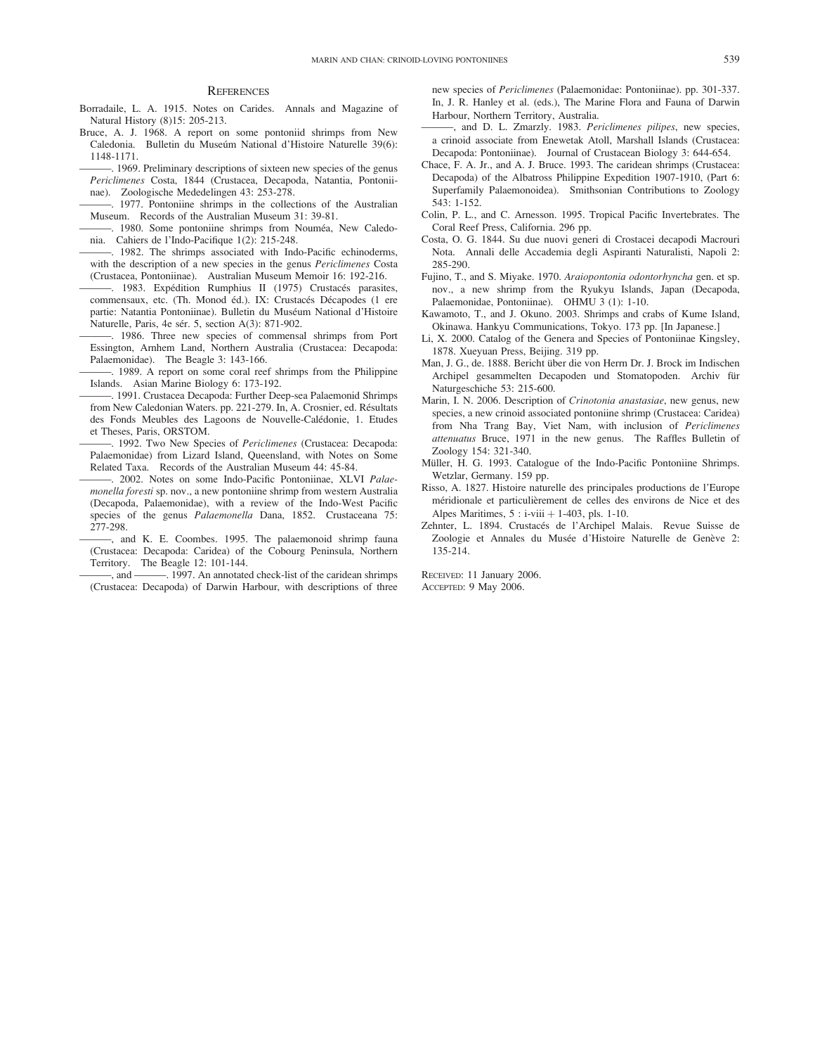## References

Borradaile, L. A. 1915. Notes on Carides. Annals and Magazine of Natural History (8)15: 205-213.

Bruce, A. J. 1968. A report on some pontoniid shrimps from New Caledonia. Bulletin du Museúm National d'Histoire Naturelle 39(6): 1148-1171.

———. 1969. Preliminary descriptions of sixteen new species of the genus *Periclimenes* Costa, 1844 (Crustacea, Decapoda, Natantia, Pontoniinae). Zoologische Mededelingen 43: 253-278.

———. 1977. Pontoniine shrimps in the collections of the Australian Museum. Records of the Australian Museum 31: 39-81.

———. 1980. Some pontoniine shrimps from Nouméa, New Caledonia. Cahiers de l'Indo-Pacifique 1(2): 215-248.

———. 1982. The shrimps associated with Indo-Pacific echinoderms, with the description of a new species in the genus *Periclimenes* Costa (Crustacea, Pontoniinae). Australian Museum Memoir 16: 192-216.

———. 1983. Expédition Rumphius II (1975) Crustacés parasites, commensaux, etc. (Th. Monod éd.). IX: Crustacés Décapodes (1 ere partie: Natantia Pontoniinae). Bulletin du Muséum National d'Histoire Naturelle, Paris, 4e sér. 5, section A(3): 871-902.

———. 1986. Three new species of commensal shrimps from Port Essington, Arnhem Land, Northern Australia (Crustacea: Decapoda: Palaemonidae). The Beagle 3: 143-166.

———. 1989. A report on some coral reef shrimps from the Philippine Islands. Asian Marine Biology 6: 173-192.

———. 1991. Crustacea Decapoda: Further Deep-sea Palaemonid Shrimps from New Caledonian Waters. pp. 221-279. In, A. Crosnier, ed. Résultats des Fonds Meubles des Lagoons de Nouvelle-Calédonie, 1. Etudes et Theses, Paris, ORSTOM.

———. 1992. Two New Species of *Periclimenes* (Crustacea: Decapoda: Palaemonidae) from Lizard Island, Queensland, with Notes on Some Related Taxa. Records of the Australian Museum 44: 45-84.

———. 2002. Notes on some Indo-Pacific Pontoniinae, XLVI *Palaemonella foresti* sp. nov., a new pontoniine shrimp from western Australia (Decapoda, Palaemonidae), with a review of the Indo-West Pacific species of the genus *Palaemonella* Dana, 1852. Crustaceana 75: 277-298.

———, and K. E. Coombes. 1995. The palaemonoid shrimp fauna (Crustacea: Decapoda: Caridea) of the Cobourg Peninsula, Northern Territory. The Beagle 12: 101-144.

———, and ———. 1997. An annotated check-list of the caridean shrimps (Crustacea: Decapoda) of Darwin Harbour, with descriptions of three new species of *Periclimenes* (Palaemonidae: Pontoniinae). pp. 301-337. In, J. R. Hanley et al. (eds.), The Marine Flora and Fauna of Darwin Harbour, Northern Territory, Australia.

———, and D. L. Zmarzly. 1983. *Periclimenes pilipes*, new species, a crinoid associate from Enewetak Atoll, Marshall Islands (Crustacea: Decapoda: Pontoniinae). Journal of Crustacean Biology 3: 644-654.

Chace, F. A. Jr., and A. J. Bruce. 1993. The caridean shrimps (Crustacea: Decapoda) of the Albatross Philippine Expedition 1907-1910, (Part 6: Superfamily Palaemonoidea). Smithsonian Contributions to Zoology 543: 1-152.

Colin, P. L., and C. Arnesson. 1995. Tropical Pacific Invertebrates. The Coral Reef Press, California. 296 pp.

Costa, O. G. 1844. Su due nuovi generi di Crostacei decapodi Macrouri Nota. Annali delle Accademia degli Aspiranti Naturalisti, Napoli 2: 285-290.

Fujino, T., and S. Miyake. 1970. *Araiopontonia odontorhyncha* gen. et sp. nov., a new shrimp from the Ryukyu Islands, Japan (Decapoda, Palaemonidae, Pontoniinae). OHMU 3 (1): 1-10.

Kawamoto, T., and J. Okuno. 2003. Shrimps and crabs of Kume Island, Okinawa. Hankyu Communications, Tokyo. 173 pp. [In Japanese.]

Li, X. 2000. Catalog of the Genera and Species of Pontoniinae Kingsley, 1878. Xueyuan Press, Beijing. 319 pp.

Man, J. G., de. 1888. Bericht über die von Herrn Dr. J. Brock im Indischen Archipel gesammelten Decapoden und Stomatopoden. Archiv für Naturgeschichte 53: 215-600.

Marin, I. N. 2006. Description of *Crinotonia anastasiae*, new genus, new species, a new crinoid associated pontoniine shrimp (Crustacea: Caridea) from Nha Trang Bay, Viet Nam, with inclusion of *Periclimenes attenuatus* Bruce, 1971 in the new genus. The Raffles Bulletin of Zoology 154: 321-340.

Müller, H. G. 1993. Catalogue of the Indo-Pacific Pontoniine Shrimps. Wetzlar, Germany. 159 pp.

Risso, A. 1827. Histoire naturelle des principales productions de l'Europe méridionale et particulièrement de celles des environs de Nice et des Alpes Maritimes, 5 : i-viii + 1-403, pls. 1-10.

Zehnter, L. 1894. Crustacés de l'Archipel Malais. Revue Suisse de Zoologie et Annales du Musée d'Histoire Naturelle de Genève 2: 135-214.

Received: 11 January 2006.
Accepted: 9 May 2006.